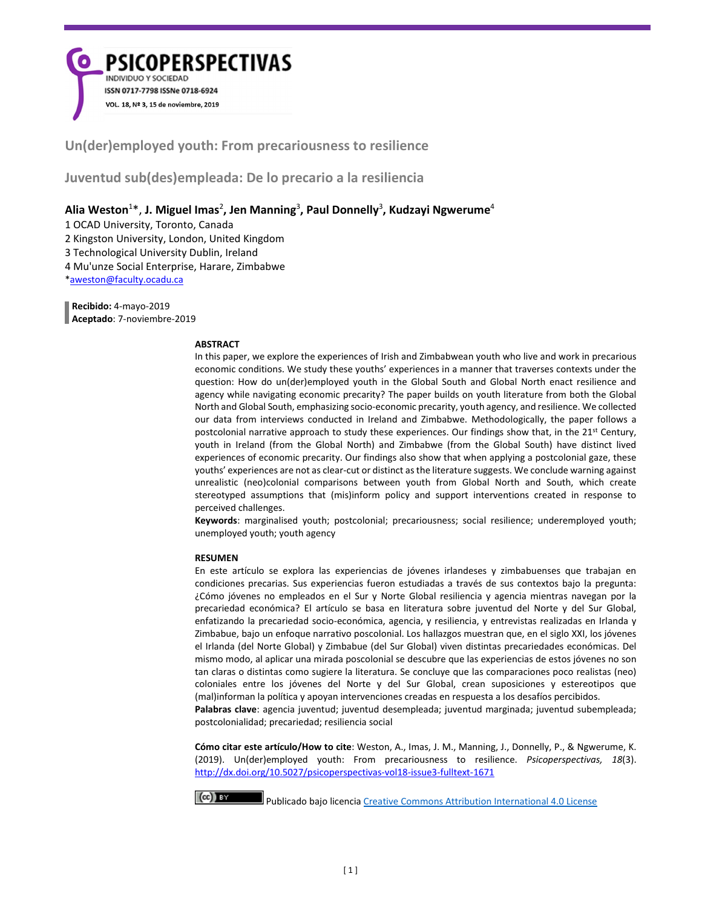PSICOPERSPECTIVAS
INDIVIDUO Y SOCIEDAD
ISSN 0717-7798 ISSNe 0718-6924
VOL. 18, Nº 3, 15 de noviembre, 2019

# Un(der)employed youth: From precariousness to resilience

# Juventud sub(des)empleada: De lo precario a la resiliencia

**Alia Weston**[1]*, **J. Miguel Imas**[2], **Jen Manning**[3], **Paul Donnelly**[3], **Kudzayi Ngwerume**[4]

1 OCAD University, Toronto, Canada
2 Kingston University, London, United Kingdom
3 Technological University Dublin, Ireland
4 Mu'unze Social Enterprise, Harare, Zimbabwe
*aweston@faculty.ocadu.ca

**Recibido:** 4-mayo-2019
**Aceptado**: 7-noviembre-2019

## ABSTRACT

In this paper, we explore the experiences of Irish and Zimbabwean youth who live and work in precarious economic conditions. We study these youths' experiences in a manner that traverses contexts under the question: How do un(der)employed youth in the Global South and Global North enact resilience and agency while navigating economic precarity? The paper builds on youth literature from both the Global North and Global South, emphasizing socio-economic precarity, youth agency, and resilience. We collected our data from interviews conducted in Ireland and Zimbabwe. Methodologically, the paper follows a postcolonial narrative approach to study these experiences. Our findings show that, in the 21st Century, youth in Ireland (from the Global North) and Zimbabwe (from the Global South) have distinct lived experiences of economic precarity. Our findings also show that when applying a postcolonial gaze, these youths' experiences are not as clear-cut or distinct as the literature suggests. We conclude warning against unrealistic (neo)colonial comparisons between youth from Global North and South, which create stereotyped assumptions that (mis)inform policy and support interventions created in response to perceived challenges.

**Keywords**: marginalised youth; postcolonial; precariousness; social resilience; underemployed youth; unemployed youth; youth agency

## RESUMEN

En este artículo se explora las experiencias de jóvenes irlandeses y zimbabuenses que trabajan en condiciones precarias. Sus experiencias fueron estudiadas a través de sus contextos bajo la pregunta: ¿Cómo jóvenes no empleados en el Sur y Norte Global resiliencia y agencia mientras navegan por la precariedad económica? El artículo se basa en literatura sobre juventud del Norte y del Sur Global, enfatizando la precariedad socio-económica, agencia, y resiliencia, y entrevistas realizadas en Irlanda y Zimbabue, bajo un enfoque narrativo poscolonial. Los hallazgos muestran que, en el siglo XXI, los jóvenes el Irlanda (del Norte Global) y Zimbabue (del Sur Global) viven distintas precariedades económicas. Del mismo modo, al aplicar una mirada poscolonial se descubre que las experiencias de estos jóvenes no son tan claras o distintas como sugiere la literatura. Se concluye que las comparaciones poco realistas (neo) coloniales entre los jóvenes del Norte y del Sur Global, crean suposiciones y estereotipos que (mal)informan la política y apoyan intervenciones creadas en respuesta a los desafíos percibidos.

**Palabras clave**: agencia juventud; juventud desempleada; juventud marginada; juventud subempleada; postcolonialidad; precariedad; resiliencia social

**Cómo citar este artículo/How to cite**: Weston, A., Imas, J. M., Manning, J., Donnelly, P., & Ngwerume, K. (2019). Un(der)employed youth: From precariousness to resilience. *Psicoperspectivas, 18*(3). http://dx.doi.org/10.5027/psicoperspectivas-vol18-issue3-fulltext-1671

Publicado bajo licencia Creative Commons Attribution International 4.0 License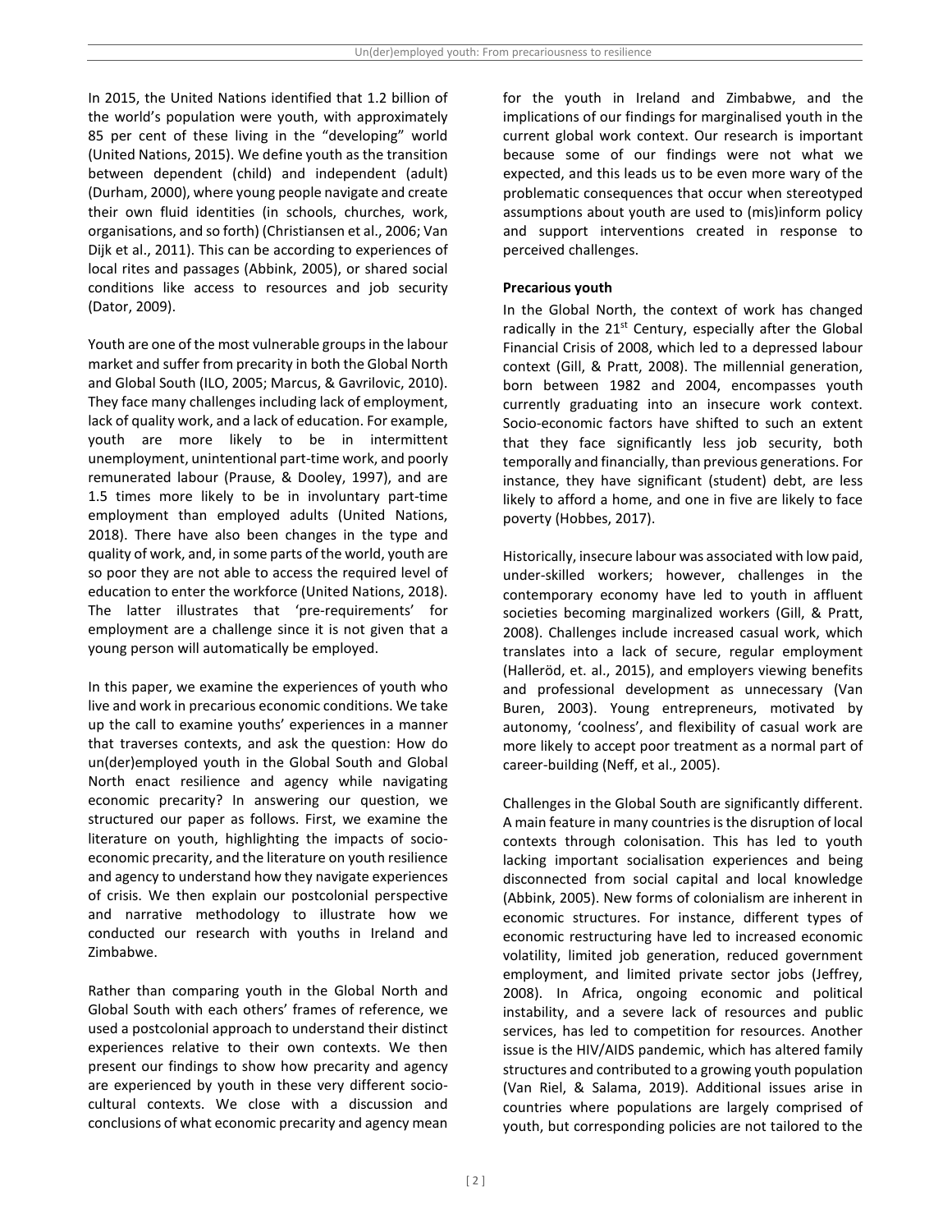In 2015, the United Nations identified that 1.2 billion of the world's population were youth, with approximately 85 per cent of these living in the "developing" world (United Nations, 2015). We define youth as the transition between dependent (child) and independent (adult) (Durham, 2000), where young people navigate and create their own fluid identities (in schools, churches, work, organisations, and so forth) (Christiansen et al., 2006; Van Dijk et al., 2011). This can be according to experiences of local rites and passages (Abbink, 2005), or shared social conditions like access to resources and job security (Dator, 2009).

Youth are one of the most vulnerable groups in the labour market and suffer from precarity in both the Global North and Global South (ILO, 2005; Marcus, & Gavrilovic, 2010). They face many challenges including lack of employment, lack of quality work, and a lack of education. For example, youth are more likely to be in intermittent unemployment, unintentional part-time work, and poorly remunerated labour (Prause, & Dooley, 1997), and are 1.5 times more likely to be in involuntary part-time employment than employed adults (United Nations, 2018). There have also been changes in the type and quality of work, and, in some parts of the world, youth are so poor they are not able to access the required level of education to enter the workforce (United Nations, 2018). The latter illustrates that 'pre-requirements' for employment are a challenge since it is not given that a young person will automatically be employed.

In this paper, we examine the experiences of youth who live and work in precarious economic conditions. We take up the call to examine youths' experiences in a manner that traverses contexts, and ask the question: How do un(der)employed youth in the Global South and Global North enact resilience and agency while navigating economic precarity? In answering our question, we structured our paper as follows. First, we examine the literature on youth, highlighting the impacts of socio-economic precarity, and the literature on youth resilience and agency to understand how they navigate experiences of crisis. We then explain our postcolonial perspective and narrative methodology to illustrate how we conducted our research with youths in Ireland and Zimbabwe.

Rather than comparing youth in the Global North and Global South with each others' frames of reference, we used a postcolonial approach to understand their distinct experiences relative to their own contexts. We then present our findings to show how precarity and agency are experienced by youth in these very different socio-cultural contexts. We close with a discussion and conclusions of what economic precarity and agency mean for the youth in Ireland and Zimbabwe, and the implications of our findings for marginalised youth in the current global work context. Our research is important because some of our findings were not what we expected, and this leads us to be even more wary of the problematic consequences that occur when stereotyped assumptions about youth are used to (mis)inform policy and support interventions created in response to perceived challenges.

**Precarious youth**

In the Global North, the context of work has changed radically in the 21st Century, especially after the Global Financial Crisis of 2008, which led to a depressed labour context (Gill, & Pratt, 2008). The millennial generation, born between 1982 and 2004, encompasses youth currently graduating into an insecure work context. Socio-economic factors have shifted to such an extent that they face significantly less job security, both temporally and financially, than previous generations. For instance, they have significant (student) debt, are less likely to afford a home, and one in five are likely to face poverty (Hobbes, 2017).

Historically, insecure labour was associated with low paid, under-skilled workers; however, challenges in the contemporary economy have led to youth in affluent societies becoming marginalized workers (Gill, & Pratt, 2008). Challenges include increased casual work, which translates into a lack of secure, regular employment (Halleröd, et. al., 2015), and employers viewing benefits and professional development as unnecessary (Van Buren, 2003). Young entrepreneurs, motivated by autonomy, 'coolness', and flexibility of casual work are more likely to accept poor treatment as a normal part of career-building (Neff, et al., 2005).

Challenges in the Global South are significantly different. A main feature in many countries is the disruption of local contexts through colonisation. This has led to youth lacking important socialisation experiences and being disconnected from social capital and local knowledge (Abbink, 2005). New forms of colonialism are inherent in economic structures. For instance, different types of economic restructuring have led to increased economic volatility, limited job generation, reduced government employment, and limited private sector jobs (Jeffrey, 2008). In Africa, ongoing economic and political instability, and a severe lack of resources and public services, has led to competition for resources. Another issue is the HIV/AIDS pandemic, which has altered family structures and contributed to a growing youth population (Van Riel, & Salama, 2019). Additional issues arise in countries where populations are largely comprised of youth, but corresponding policies are not tailored to the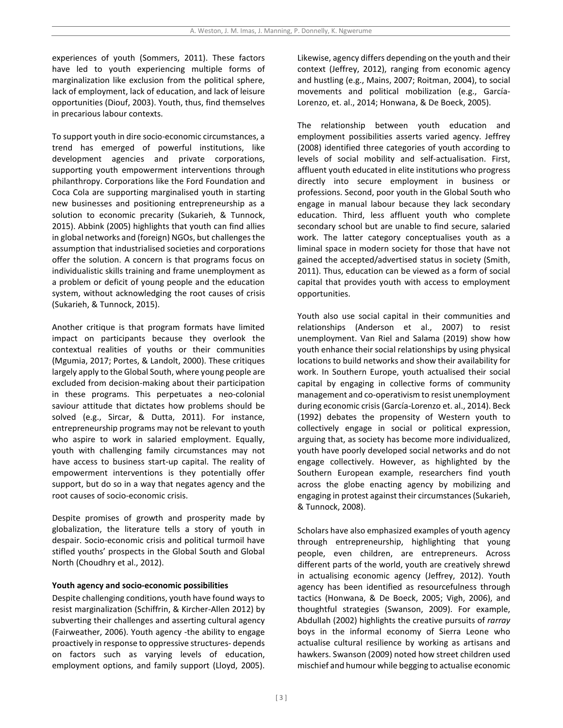experiences of youth (Sommers, 2011). These factors have led to youth experiencing multiple forms of marginalization like exclusion from the political sphere, lack of employment, lack of education, and lack of leisure opportunities (Diouf, 2003). Youth, thus, find themselves in precarious labour contexts.

To support youth in dire socio-economic circumstances, a trend has emerged of powerful institutions, like development agencies and private corporations, supporting youth empowerment interventions through philanthropy. Corporations like the Ford Foundation and Coca Cola are supporting marginalised youth in starting new businesses and positioning entrepreneurship as a solution to economic precarity (Sukarieh, & Tunnock, 2015). Abbink (2005) highlights that youth can find allies in global networks and (foreign) NGOs, but challenges the assumption that industrialised societies and corporations offer the solution. A concern is that programs focus on individualistic skills training and frame unemployment as a problem or deficit of young people and the education system, without acknowledging the root causes of crisis (Sukarieh, & Tunnock, 2015).

Another critique is that program formats have limited impact on participants because they overlook the contextual realities of youths or their communities (Mgumia, 2017; Portes, & Landolt, 2000). These critiques largely apply to the Global South, where young people are excluded from decision-making about their participation in these programs. This perpetuates a neo-colonial saviour attitude that dictates how problems should be solved (e.g., Sircar, & Dutta, 2011). For instance, entrepreneurship programs may not be relevant to youth who aspire to work in salaried employment. Equally, youth with challenging family circumstances may not have access to business start-up capital. The reality of empowerment interventions is they potentially offer support, but do so in a way that negates agency and the root causes of socio-economic crisis.

Despite promises of growth and prosperity made by globalization, the literature tells a story of youth in despair. Socio-economic crisis and political turmoil have stifled youths' prospects in the Global South and Global North (Choudhry et al., 2012).

**Youth agency and socio-economic possibilities**

Despite challenging conditions, youth have found ways to resist marginalization (Schiffrin, & Kircher-Allen 2012) by subverting their challenges and asserting cultural agency (Fairweather, 2006). Youth agency -the ability to engage proactively in response to oppressive structures- depends on factors such as varying levels of education, employment options, and family support (Lloyd, 2005). Likewise, agency differs depending on the youth and their context (Jeffrey, 2012), ranging from economic agency and hustling (e.g., Mains, 2007; Roitman, 2004), to social movements and political mobilization (e.g., García-Lorenzo, et. al., 2014; Honwana, & De Boeck, 2005).

The relationship between youth education and employment possibilities asserts varied agency. Jeffrey (2008) identified three categories of youth according to levels of social mobility and self-actualisation. First, affluent youth educated in elite institutions who progress directly into secure employment in business or professions. Second, poor youth in the Global South who engage in manual labour because they lack secondary education. Third, less affluent youth who complete secondary school but are unable to find secure, salaried work. The latter category conceptualises youth as a liminal space in modern society for those that have not gained the accepted/advertised status in society (Smith, 2011). Thus, education can be viewed as a form of social capital that provides youth with access to employment opportunities.

Youth also use social capital in their communities and relationships (Anderson et al., 2007) to resist unemployment. Van Riel and Salama (2019) show how youth enhance their social relationships by using physical locations to build networks and show their availability for work. In Southern Europe, youth actualised their social capital by engaging in collective forms of community management and co-operativism to resist unemployment during economic crisis (García-Lorenzo et. al., 2014). Beck (1992) debates the propensity of Western youth to collectively engage in social or political expression, arguing that, as society has become more individualized, youth have poorly developed social networks and do not engage collectively. However, as highlighted by the Southern European example, researchers find youth across the globe enacting agency by mobilizing and engaging in protest against their circumstances (Sukarieh, & Tunnock, 2008).

Scholars have also emphasized examples of youth agency through entrepreneurship, highlighting that young people, even children, are entrepreneurs. Across different parts of the world, youth are creatively shrewd in actualising economic agency (Jeffrey, 2012). Youth agency has been identified as resourcefulness through tactics (Honwana, & De Boeck, 2005; Vigh, 2006), and thoughtful strategies (Swanson, 2009). For example, Abdullah (2002) highlights the creative pursuits of *rarray* boys in the informal economy of Sierra Leone who actualise cultural resilience by working as artisans and hawkers. Swanson (2009) noted how street children used mischief and humour while begging to actualise economic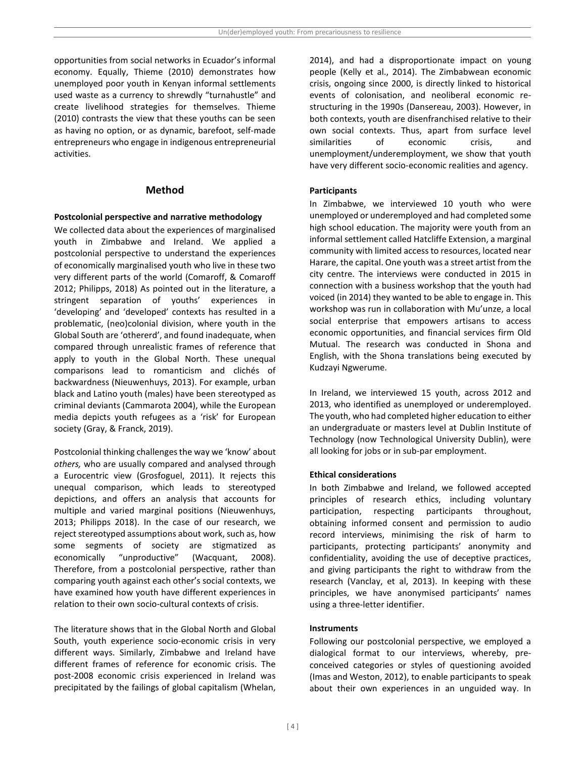opportunities from social networks in Ecuador's informal economy. Equally, Thieme (2010) demonstrates how unemployed poor youth in Kenyan informal settlements used waste as a currency to shrewdly "turnahustle" and create livelihood strategies for themselves. Thieme (2010) contrasts the view that these youths can be seen as having no option, or as dynamic, barefoot, self-made entrepreneurs who engage in indigenous entrepreneurial activities.

## Method

### Postcolonial perspective and narrative methodology

We collected data about the experiences of marginalised youth in Zimbabwe and Ireland. We applied a postcolonial perspective to understand the experiences of economically marginalised youth who live in these two very different parts of the world (Comaroff, & Comaroff 2012; Philipps, 2018) As pointed out in the literature, a stringent separation of youths' experiences in 'developing' and 'developed' contexts has resulted in a problematic, (neo)colonial division, where youth in the Global South are 'othererd', and found inadequate, when compared through unrealistic frames of reference that apply to youth in the Global North. These unequal comparisons lead to romanticism and clichés of backwardness (Nieuwenhuys, 2013). For example, urban black and Latino youth (males) have been stereotyped as criminal deviants (Cammarota 2004), while the European media depicts youth refugees as a 'risk' for European society (Gray, & Franck, 2019).

Postcolonial thinking challenges the way we 'know' about *others,* who are usually compared and analysed through a Eurocentric view (Grosfoguel, 2011). It rejects this unequal comparison, which leads to stereotyped depictions, and offers an analysis that accounts for multiple and varied marginal positions (Nieuwenhuys, 2013; Philipps 2018). In the case of our research, we reject stereotyped assumptions about work, such as, how some segments of society are stigmatized as economically "unproductive" (Wacquant, 2008). Therefore, from a postcolonial perspective, rather than comparing youth against each other's social contexts, we have examined how youth have different experiences in relation to their own socio-cultural contexts of crisis.

The literature shows that in the Global North and Global South, youth experience socio-economic crisis in very different ways. Similarly, Zimbabwe and Ireland have different frames of reference for economic crisis. The post-2008 economic crisis experienced in Ireland was precipitated by the failings of global capitalism (Whelan, 2014), and had a disproportionate impact on young people (Kelly et al., 2014). The Zimbabwean economic crisis, ongoing since 2000, is directly linked to historical events of colonisation, and neoliberal economic re-structuring in the 1990s (Dansereau, 2003). However, in both contexts, youth are disenfranchised relative to their own social contexts. Thus, apart from surface level similarities of economic crisis, and unemployment/underemployment, we show that youth have very different socio-economic realities and agency.

### Participants

In Zimbabwe, we interviewed 10 youth who were unemployed or underemployed and had completed some high school education. The majority were youth from an informal settlement called Hatcliffe Extension, a marginal community with limited access to resources, located near Harare, the capital. One youth was a street artist from the city centre. The interviews were conducted in 2015 in connection with a business workshop that the youth had voiced (in 2014) they wanted to be able to engage in. This workshop was run in collaboration with Mu'unze, a local social enterprise that empowers artisans to access economic opportunities, and financial services firm Old Mutual. The research was conducted in Shona and English, with the Shona translations being executed by Kudzayi Ngwerume.

In Ireland, we interviewed 15 youth, across 2012 and 2013, who identified as unemployed or underemployed. The youth, who had completed higher education to either an undergraduate or masters level at Dublin Institute of Technology (now Technological University Dublin), were all looking for jobs or in sub-par employment.

### Ethical considerations

In both Zimbabwe and Ireland, we followed accepted principles of research ethics, including voluntary participation, respecting participants throughout, obtaining informed consent and permission to audio record interviews, minimising the risk of harm to participants, protecting participants' anonymity and confidentiality, avoiding the use of deceptive practices, and giving participants the right to withdraw from the research (Vanclay, et al, 2013). In keeping with these principles, we have anonymised participants' names using a three-letter identifier.

### Instruments

Following our postcolonial perspective, we employed a dialogical format to our interviews, whereby, pre-conceived categories or styles of questioning avoided (Imas and Weston, 2012), to enable participants to speak about their own experiences in an unguided way. In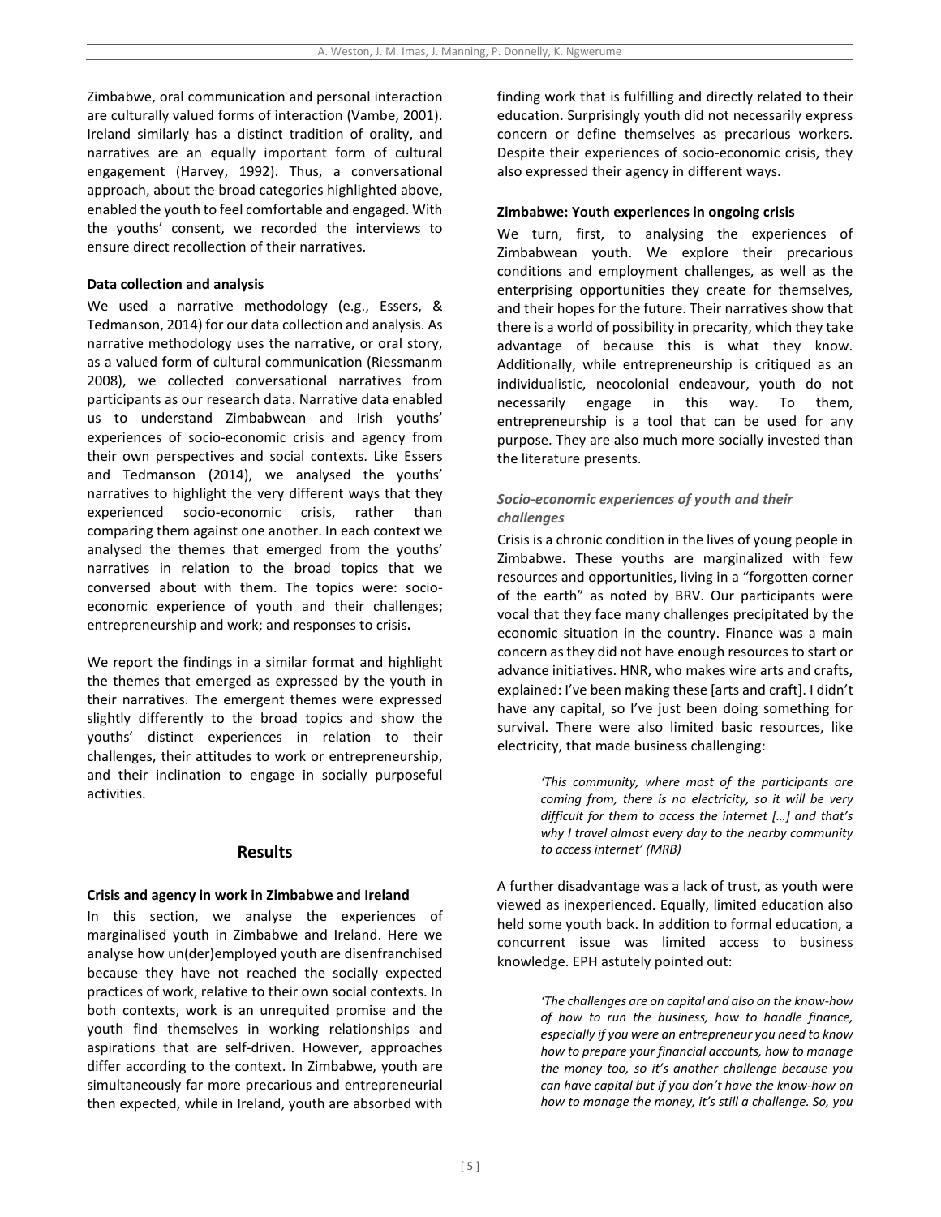Zimbabwe, oral communication and personal interaction are culturally valued forms of interaction (Vambe, 2001). Ireland similarly has a distinct tradition of orality, and narratives are an equally important form of cultural engagement (Harvey, 1992). Thus, a conversational approach, about the broad categories highlighted above, enabled the youth to feel comfortable and engaged. With the youths' consent, we recorded the interviews to ensure direct recollection of their narratives.

### Data collection and analysis

We used a narrative methodology (e.g., Essers, & Tedmanson, 2014) for our data collection and analysis. As narrative methodology uses the narrative, or oral story, as a valued form of cultural communication (Riessmanm 2008), we collected conversational narratives from participants as our research data. Narrative data enabled us to understand Zimbabwean and Irish youths' experiences of socio-economic crisis and agency from their own perspectives and social contexts. Like Essers and Tedmanson (2014), we analysed the youths' narratives to highlight the very different ways that they experienced socio-economic crisis, rather than comparing them against one another. In each context we analysed the themes that emerged from the youths' narratives in relation to the broad topics that we conversed about with them. The topics were: socio-economic experience of youth and their challenges; entrepreneurship and work; and responses to crisis**.**

We report the findings in a similar format and highlight the themes that emerged as expressed by the youth in their narratives. The emergent themes were expressed slightly differently to the broad topics and show the youths' distinct experiences in relation to their challenges, their attitudes to work or entrepreneurship, and their inclination to engage in socially purposeful activities.

## Results

### Crisis and agency in work in Zimbabwe and Ireland

In this section, we analyse the experiences of marginalised youth in Zimbabwe and Ireland. Here we analyse how un(der)employed youth are disenfranchised because they have not reached the socially expected practices of work, relative to their own social contexts. In both contexts, work is an unrequited promise and the youth find themselves in working relationships and aspirations that are self-driven. However, approaches differ according to the context. In Zimbabwe, youth are simultaneously far more precarious and entrepreneurial then expected, while in Ireland, youth are absorbed with finding work that is fulfilling and directly related to their education. Surprisingly youth did not necessarily express concern or define themselves as precarious workers. Despite their experiences of socio-economic crisis, they also expressed their agency in different ways.

### Zimbabwe: Youth experiences in ongoing crisis

We turn, first, to analysing the experiences of Zimbabwean youth. We explore their precarious conditions and employment challenges, as well as the enterprising opportunities they create for themselves, and their hopes for the future. Their narratives show that there is a world of possibility in precarity, which they take advantage of because this is what they know. Additionally, while entrepreneurship is critiqued as an individualistic, neocolonial endeavour, youth do not necessarily engage in this way. To them, entrepreneurship is a tool that can be used for any purpose. They are also much more socially invested than the literature presents.

#### *Socio-economic experiences of youth and their challenges*

Crisis is a chronic condition in the lives of young people in Zimbabwe. These youths are marginalized with few resources and opportunities, living in a "forgotten corner of the earth" as noted by BRV. Our participants were vocal that they face many challenges precipitated by the economic situation in the country. Finance was a main concern as they did not have enough resources to start or advance initiatives. HNR, who makes wire arts and crafts, explained: I've been making these [arts and craft]. I didn't have any capital, so I've just been doing something for survival. There were also limited basic resources, like electricity, that made business challenging:

> *'This community, where most of the participants are coming from, there is no electricity, so it will be very difficult for them to access the internet […] and that's why I travel almost every day to the nearby community to access internet' (MRB)*

A further disadvantage was a lack of trust, as youth were viewed as inexperienced. Equally, limited education also held some youth back. In addition to formal education, a concurrent issue was limited access to business knowledge. EPH astutely pointed out:

> *'The challenges are on capital and also on the know-how of how to run the business, how to handle finance, especially if you were an entrepreneur you need to know how to prepare your financial accounts, how to manage the money too, so it's another challenge because you can have capital but if you don't have the know-how on how to manage the money, it's still a challenge. So, you*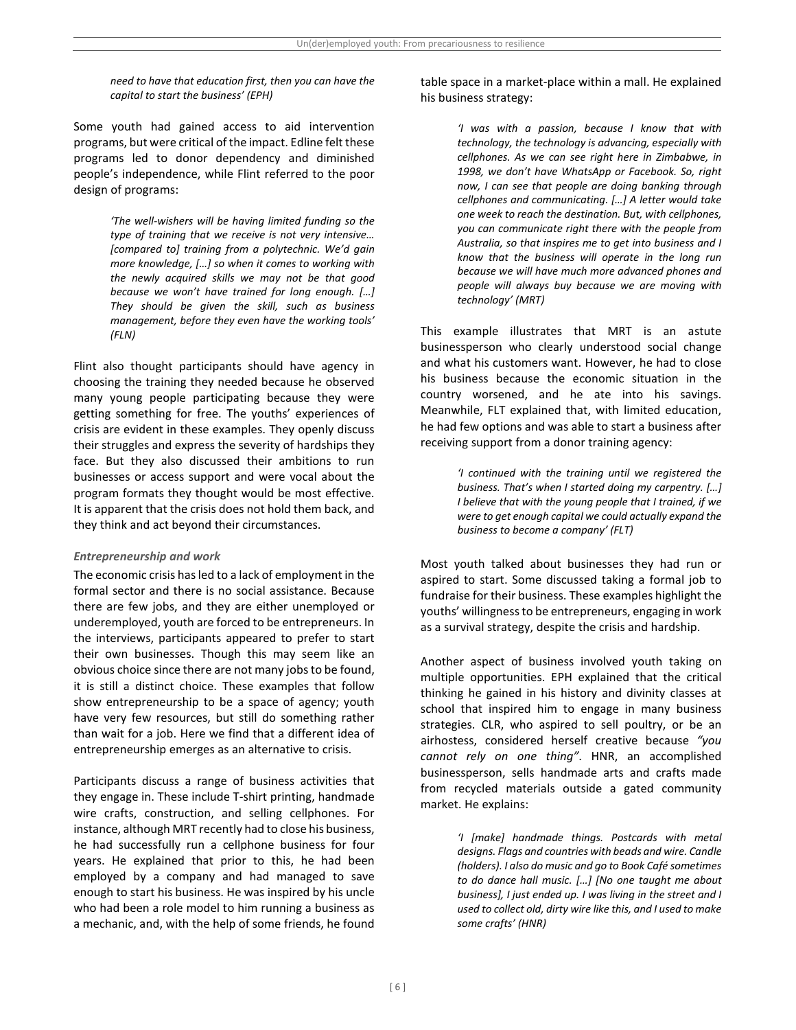*need to have that education first, then you can have the capital to start the business' (EPH)*

Some youth had gained access to aid intervention programs, but were critical of the impact. Edline felt these programs led to donor dependency and diminished people's independence, while Flint referred to the poor design of programs:

> *'The well-wishers will be having limited funding so the type of training that we receive is not very intensive… [compared to] training from a polytechnic. We'd gain more knowledge, […] so when it comes to working with the newly acquired skills we may not be that good because we won't have trained for long enough. […] They should be given the skill, such as business management, before they even have the working tools' (FLN)*

Flint also thought participants should have agency in choosing the training they needed because he observed many young people participating because they were getting something for free. The youths' experiences of crisis are evident in these examples. They openly discuss their struggles and express the severity of hardships they face. But they also discussed their ambitions to run businesses or access support and were vocal about the program formats they thought would be most effective. It is apparent that the crisis does not hold them back, and they think and act beyond their circumstances.

### *Entrepreneurship and work*

The economic crisis has led to a lack of employment in the formal sector and there is no social assistance. Because there are few jobs, and they are either unemployed or underemployed, youth are forced to be entrepreneurs. In the interviews, participants appeared to prefer to start their own businesses. Though this may seem like an obvious choice since there are not many jobs to be found, it is still a distinct choice. These examples that follow show entrepreneurship to be a space of agency; youth have very few resources, but still do something rather than wait for a job. Here we find that a different idea of entrepreneurship emerges as an alternative to crisis.

Participants discuss a range of business activities that they engage in. These include T-shirt printing, handmade wire crafts, construction, and selling cellphones. For instance, although MRT recently had to close his business, he had successfully run a cellphone business for four years. He explained that prior to this, he had been employed by a company and had managed to save enough to start his business. He was inspired by his uncle who had been a role model to him running a business as a mechanic, and, with the help of some friends, he found table space in a market-place within a mall. He explained his business strategy:

> *'I was with a passion, because I know that with technology, the technology is advancing, especially with cellphones. As we can see right here in Zimbabwe, in 1998, we don't have WhatsApp or Facebook. So, right now, I can see that people are doing banking through cellphones and communicating. […] A letter would take one week to reach the destination. But, with cellphones, you can communicate right there with the people from Australia, so that inspires me to get into business and I know that the business will operate in the long run because we will have much more advanced phones and people will always buy because we are moving with technology' (MRT)*

This example illustrates that MRT is an astute businessperson who clearly understood social change and what his customers want. However, he had to close his business because the economic situation in the country worsened, and he ate into his savings. Meanwhile, FLT explained that, with limited education, he had few options and was able to start a business after receiving support from a donor training agency:

> *'I continued with the training until we registered the business. That's when I started doing my carpentry. […] I believe that with the young people that I trained, if we were to get enough capital we could actually expand the business to become a company' (FLT)*

Most youth talked about businesses they had run or aspired to start. Some discussed taking a formal job to fundraise for their business. These examples highlight the youths' willingness to be entrepreneurs, engaging in work as a survival strategy, despite the crisis and hardship.

Another aspect of business involved youth taking on multiple opportunities. EPH explained that the critical thinking he gained in his history and divinity classes at school that inspired him to engage in many business strategies. CLR, who aspired to sell poultry, or be an airhostess, considered herself creative because *"you cannot rely on one thing"*. HNR, an accomplished businessperson, sells handmade arts and crafts made from recycled materials outside a gated community market. He explains:

> *'I [make] handmade things. Postcards with metal designs. Flags and countries with beads and wire. Candle (holders). I also do music and go to Book Café sometimes to do dance hall music. […] [No one taught me about business], I just ended up. I was living in the street and I used to collect old, dirty wire like this, and I used to make some crafts' (HNR)*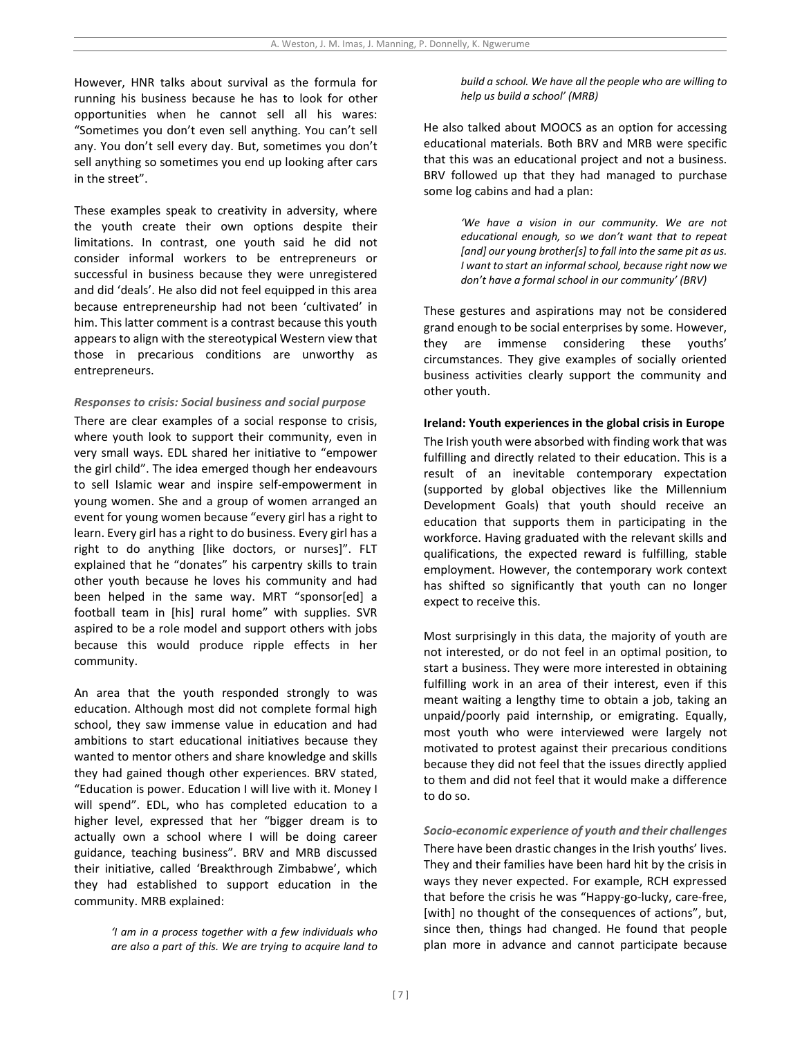However, HNR talks about survival as the formula for running his business because he has to look for other opportunities when he cannot sell all his wares: "Sometimes you don't even sell anything. You can't sell any. You don't sell every day. But, sometimes you don't sell anything so sometimes you end up looking after cars in the street".

These examples speak to creativity in adversity, where the youth create their own options despite their limitations. In contrast, one youth said he did not consider informal workers to be entrepreneurs or successful in business because they were unregistered and did 'deals'. He also did not feel equipped in this area because entrepreneurship had not been 'cultivated' in him. This latter comment is a contrast because this youth appears to align with the stereotypical Western view that those in precarious conditions are unworthy as entrepreneurs.

### *Responses to crisis: Social business and social purpose*

There are clear examples of a social response to crisis, where youth look to support their community, even in very small ways. EDL shared her initiative to "empower the girl child". The idea emerged though her endeavours to sell Islamic wear and inspire self-empowerment in young women. She and a group of women arranged an event for young women because "every girl has a right to learn. Every girl has a right to do business. Every girl has a right to do anything [like doctors, or nurses]". FLT explained that he "donates" his carpentry skills to train other youth because he loves his community and had been helped in the same way. MRT "sponsor[ed] a football team in [his] rural home" with supplies. SVR aspired to be a role model and support others with jobs because this would produce ripple effects in her community.

An area that the youth responded strongly to was education. Although most did not complete formal high school, they saw immense value in education and had ambitions to start educational initiatives because they wanted to mentor others and share knowledge and skills they had gained though other experiences. BRV stated, "Education is power. Education I will live with it. Money I will spend". EDL, who has completed education to a higher level, expressed that her "bigger dream is to actually own a school where I will be doing career guidance, teaching business". BRV and MRB discussed their initiative, called 'Breakthrough Zimbabwe', which they had established to support education in the community. MRB explained:

> *'I am in a process together with a few individuals who are also a part of this. We are trying to acquire land to build a school. We have all the people who are willing to help us build a school' (MRB)*

He also talked about MOOCS as an option for accessing educational materials. Both BRV and MRB were specific that this was an educational project and not a business. BRV followed up that they had managed to purchase some log cabins and had a plan:

> *'We have a vision in our community. We are not educational enough, so we don't want that to repeat [and] our young brother[s] to fall into the same pit as us. I want to start an informal school, because right now we don't have a formal school in our community' (BRV)*

These gestures and aspirations may not be considered grand enough to be social enterprises by some. However, they are immense considering these youths' circumstances. They give examples of socially oriented business activities clearly support the community and other youth.

## **Ireland: Youth experiences in the global crisis in Europe**

The Irish youth were absorbed with finding work that was fulfilling and directly related to their education. This is a result of an inevitable contemporary expectation (supported by global objectives like the Millennium Development Goals) that youth should receive an education that supports them in participating in the workforce. Having graduated with the relevant skills and qualifications, the expected reward is fulfilling, stable employment. However, the contemporary work context has shifted so significantly that youth can no longer expect to receive this.

Most surprisingly in this data, the majority of youth are not interested, or do not feel in an optimal position, to start a business. They were more interested in obtaining fulfilling work in an area of their interest, even if this meant waiting a lengthy time to obtain a job, taking an unpaid/poorly paid internship, or emigrating. Equally, most youth who were interviewed were largely not motivated to protest against their precarious conditions because they did not feel that the issues directly applied to them and did not feel that it would make a difference to do so.

### *Socio-economic experience of youth and their challenges*

There have been drastic changes in the Irish youths' lives. They and their families have been hard hit by the crisis in ways they never expected. For example, RCH expressed that before the crisis he was "Happy-go-lucky, care-free, [with] no thought of the consequences of actions", but, since then, things had changed. He found that people plan more in advance and cannot participate because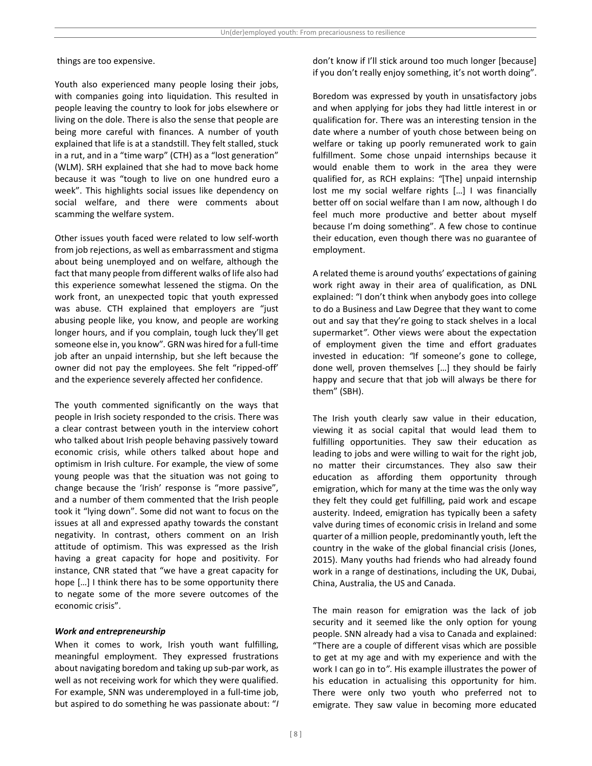things are too expensive.

Youth also experienced many people losing their jobs, with companies going into liquidation. This resulted in people leaving the country to look for jobs elsewhere or living on the dole. There is also the sense that people are being more careful with finances. A number of youth explained that life is at a standstill. They felt stalled, stuck in a rut, and in a "time warp" (CTH) as a "lost generation" (WLM). SRH explained that she had to move back home because it was "tough to live on one hundred euro a week". This highlights social issues like dependency on social welfare, and there were comments about scamming the welfare system.

Other issues youth faced were related to low self-worth from job rejections, as well as embarrassment and stigma about being unemployed and on welfare, although the fact that many people from different walks of life also had this experience somewhat lessened the stigma. On the work front, an unexpected topic that youth expressed was abuse. CTH explained that employers are "just abusing people like, you know, and people are working longer hours, and if you complain, tough luck they'll get someone else in, you know". GRN was hired for a full-time job after an unpaid internship, but she left because the owner did not pay the employees. She felt "ripped-off' and the experience severely affected her confidence.

The youth commented significantly on the ways that people in Irish society responded to the crisis. There was a clear contrast between youth in the interview cohort who talked about Irish people behaving passively toward economic crisis, while others talked about hope and optimism in Irish culture. For example, the view of some young people was that the situation was not going to change because the 'Irish' response is "more passive", and a number of them commented that the Irish people took it "lying down". Some did not want to focus on the issues at all and expressed apathy towards the constant negativity. In contrast, others comment on an Irish attitude of optimism. This was expressed as the Irish having a great capacity for hope and positivity. For instance, CNR stated that "we have a great capacity for hope […] I think there has to be some opportunity there to negate some of the more severe outcomes of the economic crisis".

***Work and entrepreneurship***

When it comes to work, Irish youth want fulfilling, meaningful employment. They expressed frustrations about navigating boredom and taking up sub-par work, as well as not receiving work for which they were qualified. For example, SNN was underemployed in a full-time job, but aspired to do something he was passionate about: "*I* don't know if I'll stick around too much longer [because] if you don't really enjoy something, it's not worth doing".

Boredom was expressed by youth in unsatisfactory jobs and when applying for jobs they had little interest in or qualification for. There was an interesting tension in the date where a number of youth chose between being on welfare or taking up poorly remunerated work to gain fulfillment. Some chose unpaid internships because it would enable them to work in the area they were qualified for, as RCH explains: *"*[The] unpaid internship lost me my social welfare rights […] I was financially better off on social welfare than I am now, although I do feel much more productive and better about myself because I'm doing something". A few chose to continue their education, even though there was no guarantee of employment.

A related theme is around youths' expectations of gaining work right away in their area of qualification, as DNL explained: "I don't think when anybody goes into college to do a Business and Law Degree that they want to come out and say that they're going to stack shelves in a local supermarket*"*. Other views were about the expectation of employment given the time and effort graduates invested in education: *"*If someone's gone to college, done well, proven themselves […] they should be fairly happy and secure that that job will always be there for them" (SBH).

The Irish youth clearly saw value in their education, viewing it as social capital that would lead them to fulfilling opportunities. They saw their education as leading to jobs and were willing to wait for the right job, no matter their circumstances. They also saw their education as affording them opportunity through emigration, which for many at the time was the only way they felt they could get fulfilling, paid work and escape austerity. Indeed, emigration has typically been a safety valve during times of economic crisis in Ireland and some quarter of a million people, predominantly youth, left the country in the wake of the global financial crisis (Jones, 2015). Many youths had friends who had already found work in a range of destinations, including the UK, Dubai, China, Australia, the US and Canada.

The main reason for emigration was the lack of job security and it seemed like the only option for young people. SNN already had a visa to Canada and explained: "There are a couple of different visas which are possible to get at my age and with my experience and with the work I can go in to*"*. His example illustrates the power of his education in actualising this opportunity for him. There were only two youth who preferred not to emigrate. They saw value in becoming more educated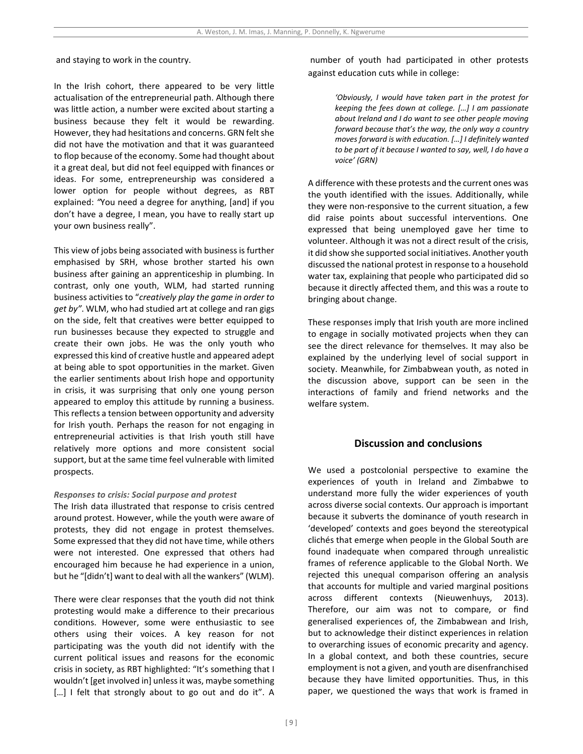and staying to work in the country.

In the Irish cohort, there appeared to be very little actualisation of the entrepreneurial path. Although there was little action, a number were excited about starting a business because they felt it would be rewarding. However, they had hesitations and concerns. GRN felt she did not have the motivation and that it was guaranteed to flop because of the economy. Some had thought about it a great deal, but did not feel equipped with finances or ideas. For some, entrepreneurship was considered a lower option for people without degrees, as RBT explained: *"*You need a degree for anything, [and] if you don't have a degree, I mean, you have to really start up your own business really".

This view of jobs being associated with business is further emphasised by SRH, whose brother started his own business after gaining an apprenticeship in plumbing. In contrast, only one youth, WLM, had started running business activities to "*creatively play the game in order to get by"*. WLM, who had studied art at college and ran gigs on the side, felt that creatives were better equipped to run businesses because they expected to struggle and create their own jobs. He was the only youth who expressed this kind of creative hustle and appeared adept at being able to spot opportunities in the market. Given the earlier sentiments about Irish hope and opportunity in crisis, it was surprising that only one young person appeared to employ this attitude by running a business. This reflects a tension between opportunity and adversity for Irish youth. Perhaps the reason for not engaging in entrepreneurial activities is that Irish youth still have relatively more options and more consistent social support, but at the same time feel vulnerable with limited prospects.

### *Responses to crisis: Social purpose and protest*

The Irish data illustrated that response to crisis centred around protest. However, while the youth were aware of protests, they did not engage in protest themselves. Some expressed that they did not have time, while others were not interested. One expressed that others had encouraged him because he had experience in a union, but he "[didn't] want to deal with all the wankers" (WLM).

There were clear responses that the youth did not think protesting would make a difference to their precarious conditions. However, some were enthusiastic to see others using their voices. A key reason for not participating was the youth did not identify with the current political issues and reasons for the economic crisis in society, as RBT highlighted: "It's something that I wouldn't [get involved in] unless it was, maybe something […] I felt that strongly about to go out and do it". A number of youth had participated in other protests against education cuts while in college:

> *'Obviously, I would have taken part in the protest for keeping the fees down at college. […] I am passionate about Ireland and I do want to see other people moving forward because that's the way, the only way a country moves forward is with education. […] I definitely wanted to be part of it because I wanted to say, well, I do have a voice' (GRN)*

A difference with these protests and the current ones was the youth identified with the issues. Additionally, while they were non-responsive to the current situation, a few did raise points about successful interventions. One expressed that being unemployed gave her time to volunteer. Although it was not a direct result of the crisis, it did show she supported social initiatives. Another youth discussed the national protest in response to a household water tax, explaining that people who participated did so because it directly affected them, and this was a route to bringing about change.

These responses imply that Irish youth are more inclined to engage in socially motivated projects when they can see the direct relevance for themselves. It may also be explained by the underlying level of social support in society. Meanwhile, for Zimbabwean youth, as noted in the discussion above, support can be seen in the interactions of family and friend networks and the welfare system.

## Discussion and conclusions

We used a postcolonial perspective to examine the experiences of youth in Ireland and Zimbabwe to understand more fully the wider experiences of youth across diverse social contexts. Our approach is important because it subverts the dominance of youth research in 'developed' contexts and goes beyond the stereotypical clichés that emerge when people in the Global South are found inadequate when compared through unrealistic frames of reference applicable to the Global North. We rejected this unequal comparison offering an analysis that accounts for multiple and varied marginal positions across different contexts (Nieuwenhuys, 2013). Therefore, our aim was not to compare, or find generalised experiences of, the Zimbabwean and Irish, but to acknowledge their distinct experiences in relation to overarching issues of economic precarity and agency. In a global context, and both these countries, secure employment is not a given, and youth are disenfranchised because they have limited opportunities. Thus, in this paper, we questioned the ways that work is framed in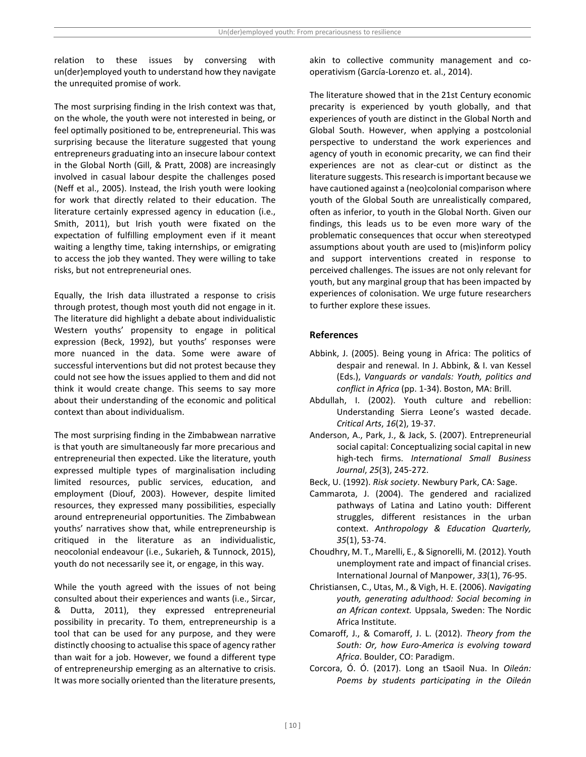relation to these issues by conversing with un(der)employed youth to understand how they navigate the unrequited promise of work.

The most surprising finding in the Irish context was that, on the whole, the youth were not interested in being, or feel optimally positioned to be, entrepreneurial. This was surprising because the literature suggested that young entrepreneurs graduating into an insecure labour context in the Global North (Gill, & Pratt, 2008) are increasingly involved in casual labour despite the challenges posed (Neff et al., 2005). Instead, the Irish youth were looking for work that directly related to their education. The literature certainly expressed agency in education (i.e., Smith, 2011), but Irish youth were fixated on the expectation of fulfilling employment even if it meant waiting a lengthy time, taking internships, or emigrating to access the job they wanted. They were willing to take risks, but not entrepreneurial ones.

Equally, the Irish data illustrated a response to crisis through protest, though most youth did not engage in it. The literature did highlight a debate about individualistic Western youths' propensity to engage in political expression (Beck, 1992), but youths' responses were more nuanced in the data. Some were aware of successful interventions but did not protest because they could not see how the issues applied to them and did not think it would create change. This seems to say more about their understanding of the economic and political context than about individualism.

The most surprising finding in the Zimbabwean narrative is that youth are simultaneously far more precarious and entrepreneurial then expected. Like the literature, youth expressed multiple types of marginalisation including limited resources, public services, education, and employment (Diouf, 2003). However, despite limited resources, they expressed many possibilities, especially around entrepreneurial opportunities. The Zimbabwean youths' narratives show that, while entrepreneurship is critiqued in the literature as an individualistic, neocolonial endeavour (i.e., Sukarieh, & Tunnock, 2015), youth do not necessarily see it, or engage, in this way.

While the youth agreed with the issues of not being consulted about their experiences and wants (i.e., Sircar, & Dutta, 2011), they expressed entrepreneurial possibility in precarity. To them, entrepreneurship is a tool that can be used for any purpose, and they were distinctly choosing to actualise this space of agency rather than wait for a job. However, we found a different type of entrepreneurship emerging as an alternative to crisis. It was more socially oriented than the literature presents, akin to collective community management and co-operativism (García-Lorenzo et. al., 2014).

The literature showed that in the 21st Century economic precarity is experienced by youth globally, and that experiences of youth are distinct in the Global North and Global South. However, when applying a postcolonial perspective to understand the work experiences and agency of youth in economic precarity, we can find their experiences are not as clear-cut or distinct as the literature suggests. This research is important because we have cautioned against a (neo)colonial comparison where youth of the Global South are unrealistically compared, often as inferior, to youth in the Global North. Given our findings, this leads us to be even more wary of the problematic consequences that occur when stereotyped assumptions about youth are used to (mis)inform policy and support interventions created in response to perceived challenges. The issues are not only relevant for youth, but any marginal group that has been impacted by experiences of colonisation. We urge future researchers to further explore these issues.

## References

Abbink, J. (2005). Being young in Africa: The politics of despair and renewal. In J. Abbink, & I. van Kessel (Eds.), *Vanguards or vandals: Youth, politics and conflict in Africa* (pp. 1-34). Boston, MA: Brill.

Abdullah, I. (2002). Youth culture and rebellion: Understanding Sierra Leone's wasted decade. *Critical Arts*, *16*(2), 19-37.

Anderson, A., Park, J., & Jack, S. (2007). Entrepreneurial social capital: Conceptualizing social capital in new high-tech firms. *International Small Business Journal*, *25*(3), 245-272.

Beck, U. (1992). *Risk society*. Newbury Park, CA: Sage.

Cammarota, J. (2004). The gendered and racialized pathways of Latina and Latino youth: Different struggles, different resistances in the urban context. *Anthropology & Education Quarterly, 35*(1), 53-74.

Choudhry, M. T., Marelli, E., & Signorelli, M. (2012). Youth unemployment rate and impact of financial crises. International Journal of Manpower, *33*(1), 76-95.

Christiansen, C., Utas, M., & Vigh, H. E. (2006). *Navigating youth, generating adulthood: Social becoming in an African context.* Uppsala, Sweden: The Nordic Africa Institute.

Comaroff, J., & Comaroff, J. L. (2012). *Theory from the South: Or, how Euro-America is evolving toward Africa*. Boulder, CO: Paradigm.

Corcora, Ó. Ó. (2017). Long an tSaoil Nua. In *Oileán: Poems by students participating in the Oileán*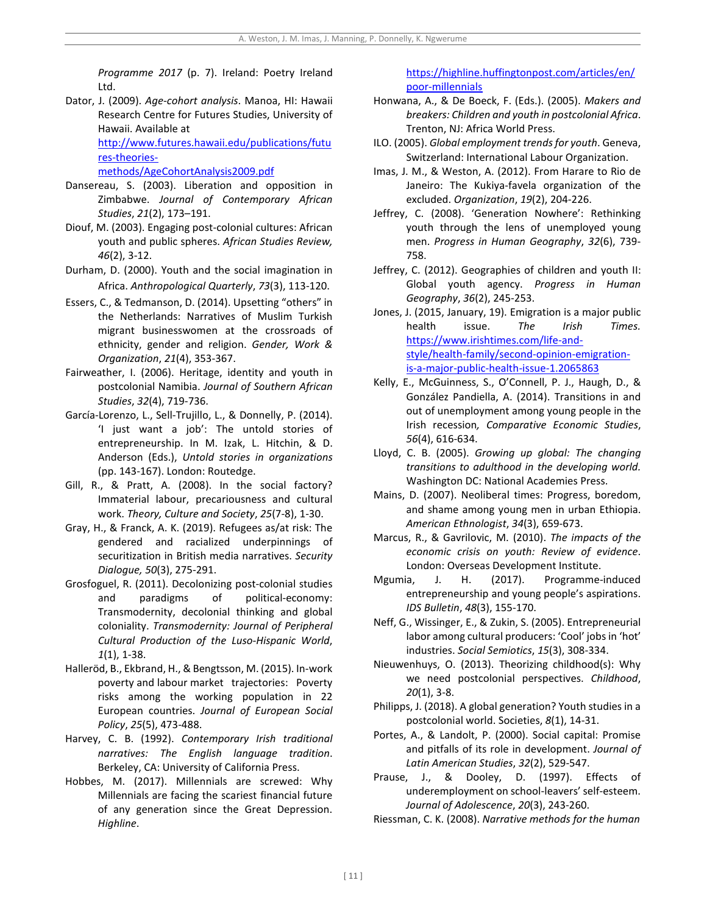*Programme 2017* (p. 7). Ireland: Poetry Ireland Ltd.

Dator, J. (2009). *Age-cohort analysis*. Manoa, HI: Hawaii Research Centre for Futures Studies, University of Hawaii. Available at http://www.futures.hawaii.edu/publications/futures-theories-methods/AgeCohortAnalysis2009.pdf

Dansereau, S. (2003). Liberation and opposition in Zimbabwe. *Journal of Contemporary African Studies*, *21*(2), 173–191.

Diouf, M. (2003). Engaging post-colonial cultures: African youth and public spheres. *African Studies Review, 46*(2), 3-12.

Durham, D. (2000). Youth and the social imagination in Africa. *Anthropological Quarterly*, *73*(3), 113-120.

Essers, C., & Tedmanson, D. (2014). Upsetting "others" in the Netherlands: Narratives of Muslim Turkish migrant businesswomen at the crossroads of ethnicity, gender and religion. *Gender, Work & Organization*, *21*(4), 353-367.

Fairweather, I. (2006). Heritage, identity and youth in postcolonial Namibia. *Journal of Southern African Studies*, *32*(4), 719-736.

García-Lorenzo, L., Sell-Trujillo, L., & Donnelly, P. (2014). 'I just want a job': The untold stories of entrepreneurship. In M. Izak, L. Hitchin, & D. Anderson (Eds.), *Untold stories in organizations* (pp. 143-167). London: Routedge.

Gill, R., & Pratt, A. (2008). In the social factory? Immaterial labour, precariousness and cultural work. *Theory, Culture and Society*, *25*(7-8), 1-30.

Gray, H., & Franck, A. K. (2019). Refugees as/at risk: The gendered and racialized underpinnings of securitization in British media narratives. *Security Dialogue, 50*(3), 275-291.

Grosfoguel, R. (2011). Decolonizing post-colonial studies and paradigms of political-economy: Transmodernity, decolonial thinking and global coloniality. *Transmodernity: Journal of Peripheral Cultural Production of the Luso-Hispanic World*, *1*(1), 1-38.

Halleröd, B., Ekbrand, H., & Bengtsson, M. (2015). In-work poverty and labour market trajectories: Poverty risks among the working population in 22 European countries. *Journal of European Social Policy*, *25*(5), 473-488.

Harvey, C. B. (1992). *Contemporary Irish traditional narratives: The English language tradition*. Berkeley, CA: University of California Press.

Hobbes, M. (2017). Millennials are screwed: Why Millennials are facing the scariest financial future of any generation since the Great Depression. *Highline*. https://highline.huffingtonpost.com/articles/en/poor-millennials

Honwana, A., & De Boeck, F. (Eds.). (2005). *Makers and breakers: Children and youth in postcolonial Africa*. Trenton, NJ: Africa World Press.

ILO. (2005). *Global employment trends for youth*. Geneva, Switzerland: International Labour Organization.

Imas, J. M., & Weston, A. (2012). From Harare to Rio de Janeiro: The Kukiya-favela organization of the excluded. *Organization*, *19*(2), 204-226.

Jeffrey, C. (2008). 'Generation Nowhere': Rethinking youth through the lens of unemployed young men. *Progress in Human Geography*, *32*(6), 739-758.

Jeffrey, C. (2012). Geographies of children and youth II: Global youth agency. *Progress in Human Geography*, *36*(2), 245-253.

Jones, J. (2015, January, 19). Emigration is a major public health issue. *The Irish Times.* https://www.irishtimes.com/life-and-style/health-family/second-opinion-emigration-is-a-major-public-health-issue-1.2065863

Kelly, E., McGuinness, S., O'Connell, P. J., Haugh, D., & González Pandiella, A. (2014). Transitions in and out of unemployment among young people in the Irish recession*, Comparative Economic Studies*, *56*(4), 616-634.

Lloyd, C. B. (2005). *Growing up global: The changing transitions to adulthood in the developing world.* Washington DC: National Academies Press.

Mains, D. (2007). Neoliberal times: Progress, boredom, and shame among young men in urban Ethiopia. *American Ethnologist*, *34*(3), 659-673.

Marcus, R., & Gavrilovic, M. (2010). *The impacts of the economic crisis on youth: Review of evidence*. London: Overseas Development Institute.

Mgumia, J. H. (2017). Programme-induced entrepreneurship and young people's aspirations. *IDS Bulletin*, *48*(3), 155-170.

Neff, G., Wissinger, E., & Zukin, S. (2005). Entrepreneurial labor among cultural producers: 'Cool' jobs in 'hot' industries. *Social Semiotics*, *15*(3), 308-334.

Nieuwenhuys, O. (2013). Theorizing childhood(s): Why we need postcolonial perspectives. *Childhood*, *20*(1), 3-8.

Philipps, J. (2018). A global generation? Youth studies in a postcolonial world. Societies, *8*(1), 14-31.

Portes, A., & Landolt, P. (2000). Social capital: Promise and pitfalls of its role in development. *Journal of Latin American Studies*, *32*(2), 529-547.

Prause, J., & Dooley, D. (1997). Effects of underemployment on school-leavers' self-esteem. *Journal of Adolescence*, *20*(3), 243-260.

Riessman, C. K. (2008). *Narrative methods for the human*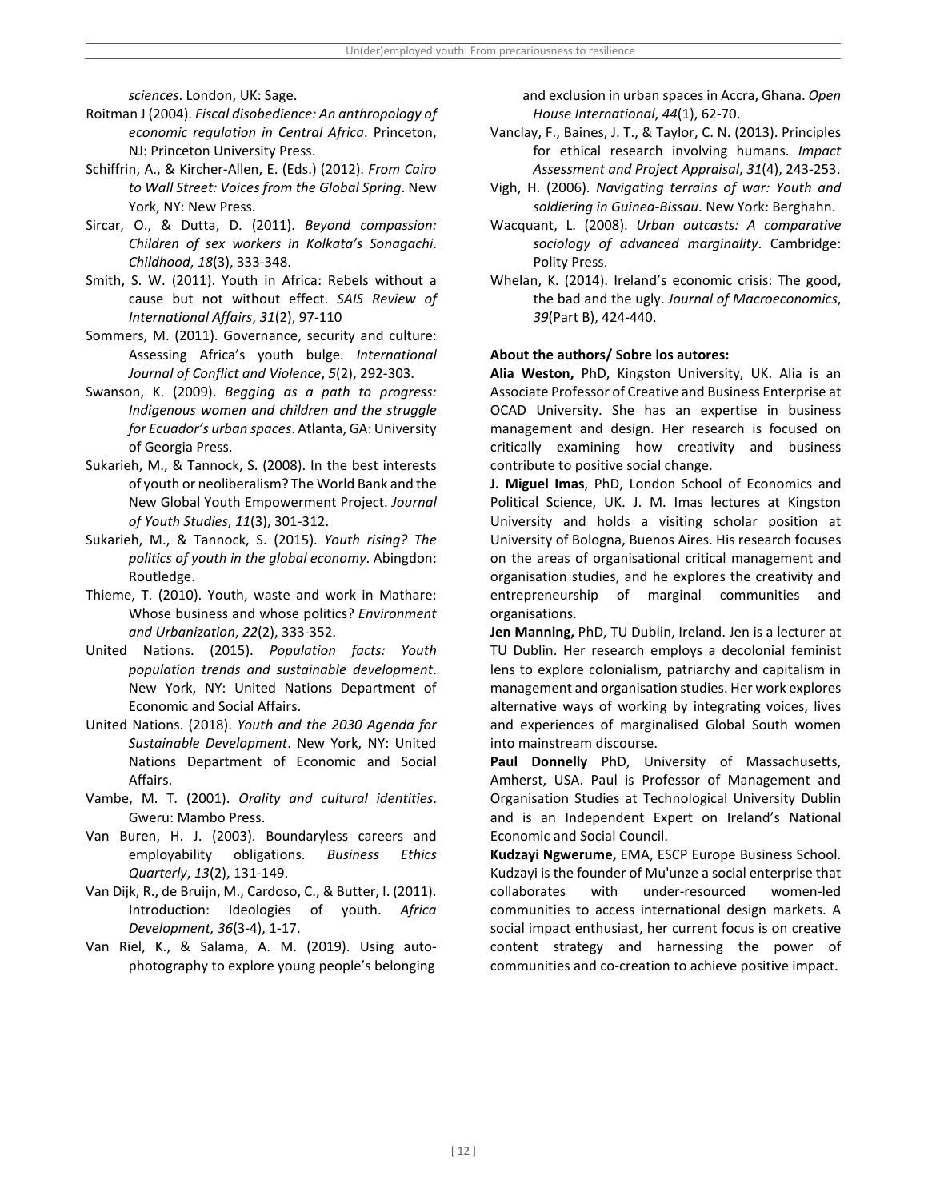*sciences*. London, UK: Sage.

Roitman J (2004). *Fiscal disobedience: An anthropology of economic regulation in Central Africa*. Princeton, NJ: Princeton University Press.

Schiffrin, A., & Kircher-Allen, E. (Eds.) (2012). *From Cairo to Wall Street: Voices from the Global Spring*. New York, NY: New Press.

Sircar, O., & Dutta, D. (2011). *Beyond compassion: Children of sex workers in Kolkata's Sonagachi*. *Childhood*, *18*(3), 333-348.

Smith, S. W. (2011). Youth in Africa: Rebels without a cause but not without effect. *SAIS Review of International Affairs*, *31*(2), 97-110

Sommers, M. (2011). Governance, security and culture: Assessing Africa's youth bulge. *International Journal of Conflict and Violence*, *5*(2), 292-303.

Swanson, K. (2009). *Begging as a path to progress: Indigenous women and children and the struggle for Ecuador's urban spaces*. Atlanta, GA: University of Georgia Press.

Sukarieh, M., & Tannock, S. (2008). In the best interests of youth or neoliberalism? The World Bank and the New Global Youth Empowerment Project. *Journal of Youth Studies*, *11*(3), 301-312.

Sukarieh, M., & Tannock, S. (2015). *Youth rising? The politics of youth in the global economy*. Abingdon: Routledge.

Thieme, T. (2010). Youth, waste and work in Mathare: Whose business and whose politics? *Environment and Urbanization*, *22*(2), 333-352.

United Nations. (2015). *Population facts: Youth population trends and sustainable development*. New York, NY: United Nations Department of Economic and Social Affairs.

United Nations. (2018). *Youth and the 2030 Agenda for Sustainable Development*. New York, NY: United Nations Department of Economic and Social Affairs.

Vambe, M. T. (2001). *Orality and cultural identities*. Gweru: Mambo Press.

Van Buren, H. J. (2003). Boundaryless careers and employability obligations. *Business Ethics Quarterly*, *13*(2), 131-149.

Van Dijk, R., de Bruijn, M., Cardoso, C., & Butter, I. (2011). Introduction: Ideologies of youth. *Africa Development, 36*(3-4), 1-17.

Van Riel, K., & Salama, A. M. (2019). Using auto-photography to explore young people's belonging and exclusion in urban spaces in Accra, Ghana. *Open House International*, *44*(1), 62-70.

Vanclay, F., Baines, J. T., & Taylor, C. N. (2013). Principles for ethical research involving humans. *Impact Assessment and Project Appraisal*, *31*(4), 243-253.

Vigh, H. (2006). *Navigating terrains of war: Youth and soldiering in Guinea-Bissau*. New York: Berghahn.

Wacquant, L. (2008). *Urban outcasts: A comparative sociology of advanced marginality*. Cambridge: Polity Press.

Whelan, K. (2014). Ireland's economic crisis: The good, the bad and the ugly. *Journal of Macroeconomics*, *39*(Part B), 424-440.

**About the authors/ Sobre los autores:**

**Alia Weston,** PhD, Kingston University, UK. Alia is an Associate Professor of Creative and Business Enterprise at OCAD University. She has an expertise in business management and design. Her research is focused on critically examining how creativity and business contribute to positive social change.

**J. Miguel Imas**, PhD, London School of Economics and Political Science, UK. J. M. Imas lectures at Kingston University and holds a visiting scholar position at University of Bologna, Buenos Aires. His research focuses on the areas of organisational critical management and organisation studies, and he explores the creativity and entrepreneurship of marginal communities and organisations.

**Jen Manning,** PhD, TU Dublin, Ireland. Jen is a lecturer at TU Dublin. Her research employs a decolonial feminist lens to explore colonialism, patriarchy and capitalism in management and organisation studies. Her work explores alternative ways of working by integrating voices, lives and experiences of marginalised Global South women into mainstream discourse.

**Paul Donnelly** PhD, University of Massachusetts, Amherst, USA. Paul is Professor of Management and Organisation Studies at Technological University Dublin and is an Independent Expert on Ireland's National Economic and Social Council.

**Kudzayi Ngwerume,** EMA, ESCP Europe Business School. Kudzayi is the founder of Mu'unze a social enterprise that collaborates with under-resourced women-led communities to access international design markets. A social impact enthusiast, her current focus is on creative content strategy and harnessing the power of communities and co-creation to achieve positive impact.